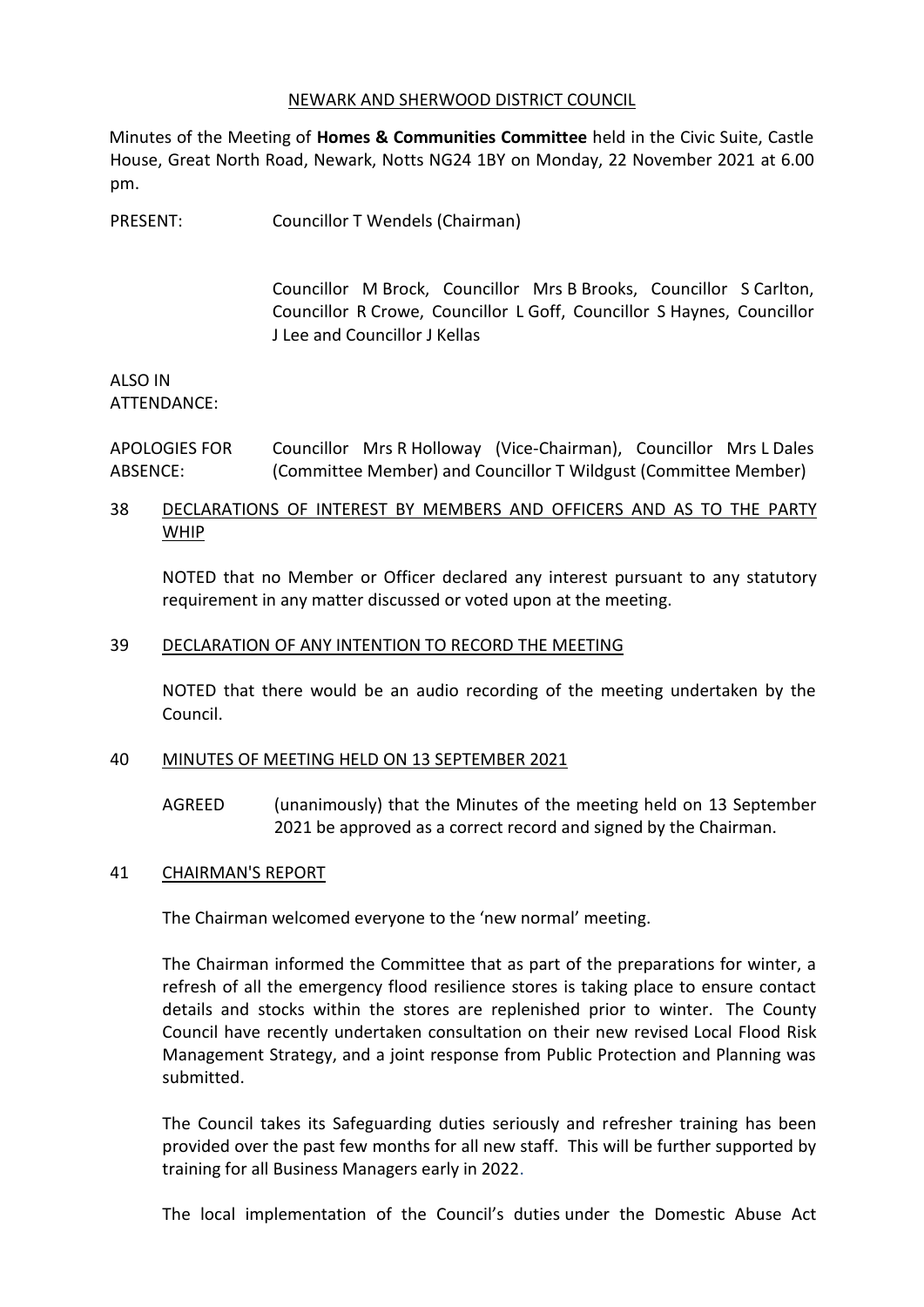NEWARK AND SHERWOOD DISTRICT COUNCIL

Minutes of the Meeting of **Homes & Communities Committee** held in the Civic Suite, Castle House, Great North Road, Newark, Notts NG24 1BY on Monday, 22 November 2021 at 6.00 pm.

| | |
|---|---|
| PRESENT: | Councillor T Wendels (Chairman) |
| | Councillor M Brock, Councillor Mrs B Brooks, Councillor S Carlton, Councillor R Crowe, Councillor L Goff, Councillor S Haynes, Councillor J Lee and Councillor J Kellas |
| ALSO IN ATTENDANCE: | |
| APOLOGIES FOR ABSENCE: | Councillor Mrs R Holloway (Vice-Chairman), Councillor Mrs L Dales (Committee Member) and Councillor T Wildgust (Committee Member) |

## 38 DECLARATIONS OF INTEREST BY MEMBERS AND OFFICERS AND AS TO THE PARTY WHIP

NOTED that no Member or Officer declared any interest pursuant to any statutory requirement in any matter discussed or voted upon at the meeting.

## 39 DECLARATION OF ANY INTENTION TO RECORD THE MEETING

NOTED that there would be an audio recording of the meeting undertaken by the Council.

## 40 MINUTES OF MEETING HELD ON 13 SEPTEMBER 2021

AGREED (unanimously) that the Minutes of the meeting held on 13 September 2021 be approved as a correct record and signed by the Chairman.

## 41 CHAIRMAN'S REPORT

The Chairman welcomed everyone to the 'new normal' meeting.

The Chairman informed the Committee that as part of the preparations for winter, a refresh of all the emergency flood resilience stores is taking place to ensure contact details and stocks within the stores are replenished prior to winter. The County Council have recently undertaken consultation on their new revised Local Flood Risk Management Strategy, and a joint response from Public Protection and Planning was submitted.

The Council takes its Safeguarding duties seriously and refresher training has been provided over the past few months for all new staff. This will be further supported by training for all Business Managers early in 2022.

The local implementation of the Council's duties under the Domestic Abuse Act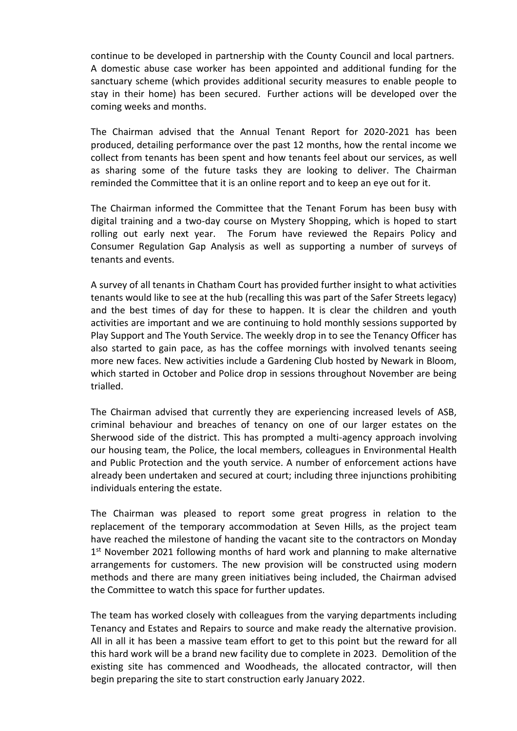continue to be developed in partnership with the County Council and local partners. A domestic abuse case worker has been appointed and additional funding for the sanctuary scheme (which provides additional security measures to enable people to stay in their home) has been secured. Further actions will be developed over the coming weeks and months.

The Chairman advised that the Annual Tenant Report for 2020-2021 has been produced, detailing performance over the past 12 months, how the rental income we collect from tenants has been spent and how tenants feel about our services, as well as sharing some of the future tasks they are looking to deliver. The Chairman reminded the Committee that it is an online report and to keep an eye out for it.

The Chairman informed the Committee that the Tenant Forum has been busy with digital training and a two-day course on Mystery Shopping, which is hoped to start rolling out early next year. The Forum have reviewed the Repairs Policy and Consumer Regulation Gap Analysis as well as supporting a number of surveys of tenants and events.

A survey of all tenants in Chatham Court has provided further insight to what activities tenants would like to see at the hub (recalling this was part of the Safer Streets legacy) and the best times of day for these to happen. It is clear the children and youth activities are important and we are continuing to hold monthly sessions supported by Play Support and The Youth Service. The weekly drop in to see the Tenancy Officer has also started to gain pace, as has the coffee mornings with involved tenants seeing more new faces. New activities include a Gardening Club hosted by Newark in Bloom, which started in October and Police drop in sessions throughout November are being trialled.

The Chairman advised that currently they are experiencing increased levels of ASB, criminal behaviour and breaches of tenancy on one of our larger estates on the Sherwood side of the district. This has prompted a multi-agency approach involving our housing team, the Police, the local members, colleagues in Environmental Health and Public Protection and the youth service. A number of enforcement actions have already been undertaken and secured at court; including three injunctions prohibiting individuals entering the estate.

The Chairman was pleased to report some great progress in relation to the replacement of the temporary accommodation at Seven Hills, as the project team have reached the milestone of handing the vacant site to the contractors on Monday 1st November 2021 following months of hard work and planning to make alternative arrangements for customers. The new provision will be constructed using modern methods and there are many green initiatives being included, the Chairman advised the Committee to watch this space for further updates.

The team has worked closely with colleagues from the varying departments including Tenancy and Estates and Repairs to source and make ready the alternative provision. All in all it has been a massive team effort to get to this point but the reward for all this hard work will be a brand new facility due to complete in 2023. Demolition of the existing site has commenced and Woodheads, the allocated contractor, will then begin preparing the site to start construction early January 2022.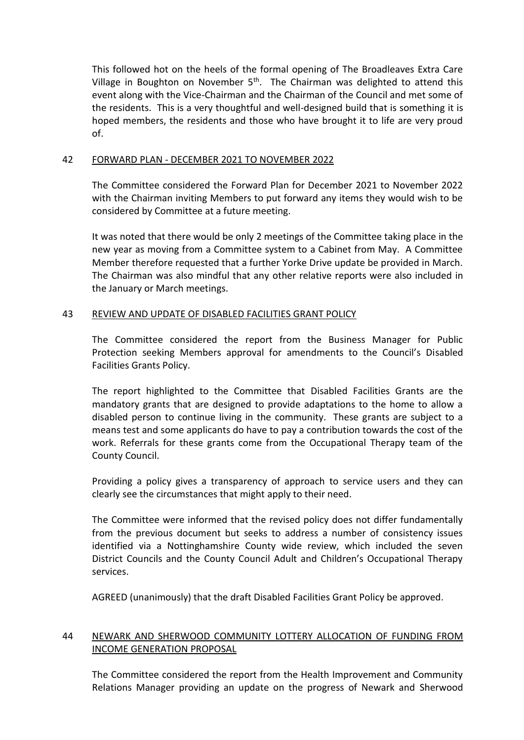This followed hot on the heels of the formal opening of The Broadleaves Extra Care Village in Boughton on November 5th. The Chairman was delighted to attend this event along with the Vice-Chairman and the Chairman of the Council and met some of the residents. This is a very thoughtful and well-designed build that is something it is hoped members, the residents and those who have brought it to life are very proud of.

## 42 FORWARD PLAN - DECEMBER 2021 TO NOVEMBER 2022

The Committee considered the Forward Plan for December 2021 to November 2022 with the Chairman inviting Members to put forward any items they would wish to be considered by Committee at a future meeting.

It was noted that there would be only 2 meetings of the Committee taking place in the new year as moving from a Committee system to a Cabinet from May. A Committee Member therefore requested that a further Yorke Drive update be provided in March. The Chairman was also mindful that any other relative reports were also included in the January or March meetings.

## 43 REVIEW AND UPDATE OF DISABLED FACILITIES GRANT POLICY

The Committee considered the report from the Business Manager for Public Protection seeking Members approval for amendments to the Council's Disabled Facilities Grants Policy.

The report highlighted to the Committee that Disabled Facilities Grants are the mandatory grants that are designed to provide adaptations to the home to allow a disabled person to continue living in the community. These grants are subject to a means test and some applicants do have to pay a contribution towards the cost of the work. Referrals for these grants come from the Occupational Therapy team of the County Council.

Providing a policy gives a transparency of approach to service users and they can clearly see the circumstances that might apply to their need.

The Committee were informed that the revised policy does not differ fundamentally from the previous document but seeks to address a number of consistency issues identified via a Nottinghamshire County wide review, which included the seven District Councils and the County Council Adult and Children's Occupational Therapy services.

AGREED (unanimously) that the draft Disabled Facilities Grant Policy be approved.

## 44 NEWARK AND SHERWOOD COMMUNITY LOTTERY ALLOCATION OF FUNDING FROM INCOME GENERATION PROPOSAL

The Committee considered the report from the Health Improvement and Community Relations Manager providing an update on the progress of Newark and Sherwood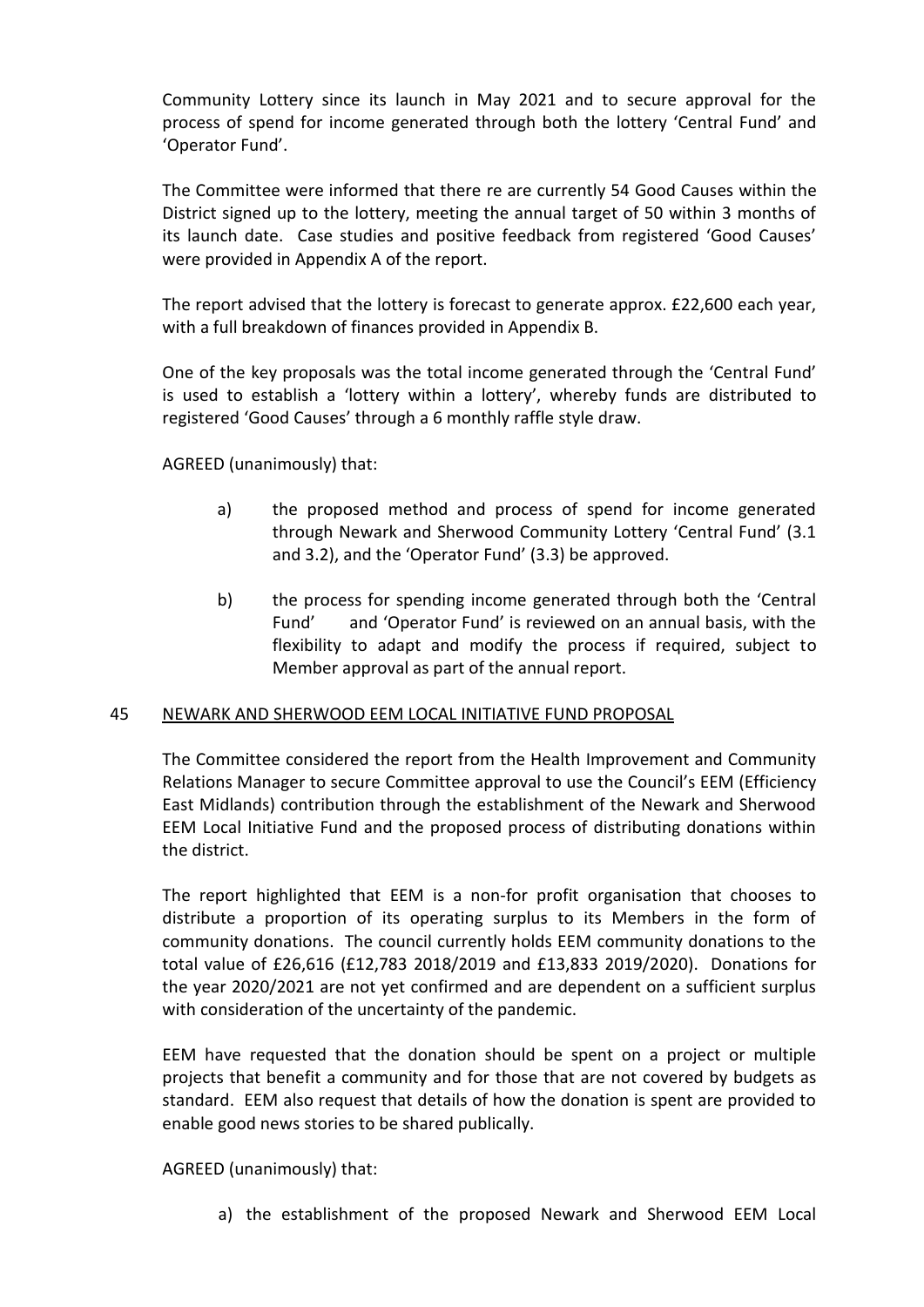Community Lottery since its launch in May 2021 and to secure approval for the process of spend for income generated through both the lottery 'Central Fund' and 'Operator Fund'.

The Committee were informed that there re are currently 54 Good Causes within the District signed up to the lottery, meeting the annual target of 50 within 3 months of its launch date. Case studies and positive feedback from registered 'Good Causes' were provided in Appendix A of the report.

The report advised that the lottery is forecast to generate approx. £22,600 each year, with a full breakdown of finances provided in Appendix B.

One of the key proposals was the total income generated through the 'Central Fund' is used to establish a 'lottery within a lottery', whereby funds are distributed to registered 'Good Causes' through a 6 monthly raffle style draw.

AGREED (unanimously) that:

a) the proposed method and process of spend for income generated through Newark and Sherwood Community Lottery 'Central Fund' (3.1 and 3.2), and the 'Operator Fund' (3.3) be approved.

b) the process for spending income generated through both the 'Central Fund' and 'Operator Fund' is reviewed on an annual basis, with the flexibility to adapt and modify the process if required, subject to Member approval as part of the annual report.

## 45 NEWARK AND SHERWOOD EEM LOCAL INITIATIVE FUND PROPOSAL

The Committee considered the report from the Health Improvement and Community Relations Manager to secure Committee approval to use the Council's EEM (Efficiency East Midlands) contribution through the establishment of the Newark and Sherwood EEM Local Initiative Fund and the proposed process of distributing donations within the district.

The report highlighted that EEM is a non-for profit organisation that chooses to distribute a proportion of its operating surplus to its Members in the form of community donations. The council currently holds EEM community donations to the total value of £26,616 (£12,783 2018/2019 and £13,833 2019/2020). Donations for the year 2020/2021 are not yet confirmed and are dependent on a sufficient surplus with consideration of the uncertainty of the pandemic.

EEM have requested that the donation should be spent on a project or multiple projects that benefit a community and for those that are not covered by budgets as standard. EEM also request that details of how the donation is spent are provided to enable good news stories to be shared publically.

AGREED (unanimously) that:

a) the establishment of the proposed Newark and Sherwood EEM Local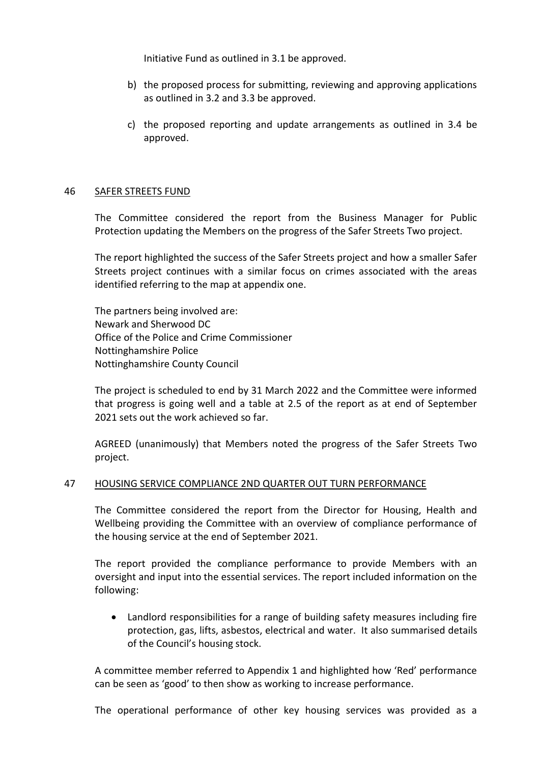Initiative Fund as outlined in 3.1 be approved.

b) the proposed process for submitting, reviewing and approving applications as outlined in 3.2 and 3.3 be approved.

c) the proposed reporting and update arrangements as outlined in 3.4 be approved.

## 46 SAFER STREETS FUND

The Committee considered the report from the Business Manager for Public Protection updating the Members on the progress of the Safer Streets Two project.

The report highlighted the success of the Safer Streets project and how a smaller Safer Streets project continues with a similar focus on crimes associated with the areas identified referring to the map at appendix one.

The partners being involved are:
Newark and Sherwood DC
Office of the Police and Crime Commissioner
Nottinghamshire Police
Nottinghamshire County Council

The project is scheduled to end by 31 March 2022 and the Committee were informed that progress is going well and a table at 2.5 of the report as at end of September 2021 sets out the work achieved so far.

AGREED (unanimously) that Members noted the progress of the Safer Streets Two project.

## 47 HOUSING SERVICE COMPLIANCE 2ND QUARTER OUT TURN PERFORMANCE

The Committee considered the report from the Director for Housing, Health and Wellbeing providing the Committee with an overview of compliance performance of the housing service at the end of September 2021.

The report provided the compliance performance to provide Members with an oversight and input into the essential services. The report included information on the following:

- Landlord responsibilities for a range of building safety measures including fire protection, gas, lifts, asbestos, electrical and water. It also summarised details of the Council's housing stock.

A committee member referred to Appendix 1 and highlighted how 'Red' performance can be seen as 'good' to then show as working to increase performance.

The operational performance of other key housing services was provided as a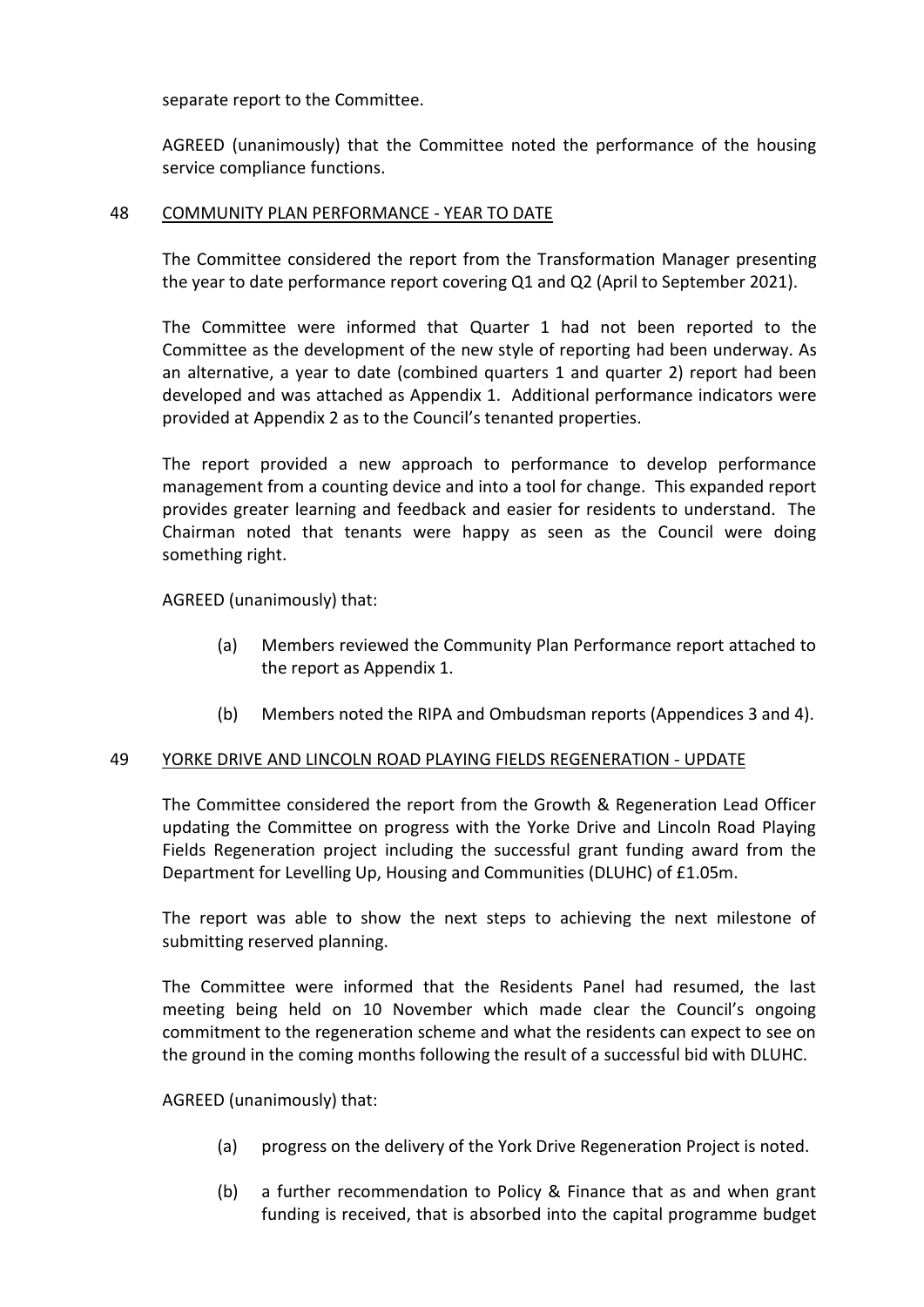separate report to the Committee.

AGREED (unanimously) that the Committee noted the performance of the housing service compliance functions.

## 48 COMMUNITY PLAN PERFORMANCE - YEAR TO DATE

The Committee considered the report from the Transformation Manager presenting the year to date performance report covering Q1 and Q2 (April to September 2021).

The Committee were informed that Quarter 1 had not been reported to the Committee as the development of the new style of reporting had been underway. As an alternative, a year to date (combined quarters 1 and quarter 2) report had been developed and was attached as Appendix 1. Additional performance indicators were provided at Appendix 2 as to the Council's tenanted properties.

The report provided a new approach to performance to develop performance management from a counting device and into a tool for change. This expanded report provides greater learning and feedback and easier for residents to understand. The Chairman noted that tenants were happy as seen as the Council were doing something right.

AGREED (unanimously) that:

(a) Members reviewed the Community Plan Performance report attached to the report as Appendix 1.

(b) Members noted the RIPA and Ombudsman reports (Appendices 3 and 4).

## 49 YORKE DRIVE AND LINCOLN ROAD PLAYING FIELDS REGENERATION - UPDATE

The Committee considered the report from the Growth & Regeneration Lead Officer updating the Committee on progress with the Yorke Drive and Lincoln Road Playing Fields Regeneration project including the successful grant funding award from the Department for Levelling Up, Housing and Communities (DLUHC) of £1.05m.

The report was able to show the next steps to achieving the next milestone of submitting reserved planning.

The Committee were informed that the Residents Panel had resumed, the last meeting being held on 10 November which made clear the Council's ongoing commitment to the regeneration scheme and what the residents can expect to see on the ground in the coming months following the result of a successful bid with DLUHC.

AGREED (unanimously) that:

(a) progress on the delivery of the York Drive Regeneration Project is noted.

(b) a further recommendation to Policy & Finance that as and when grant funding is received, that is absorbed into the capital programme budget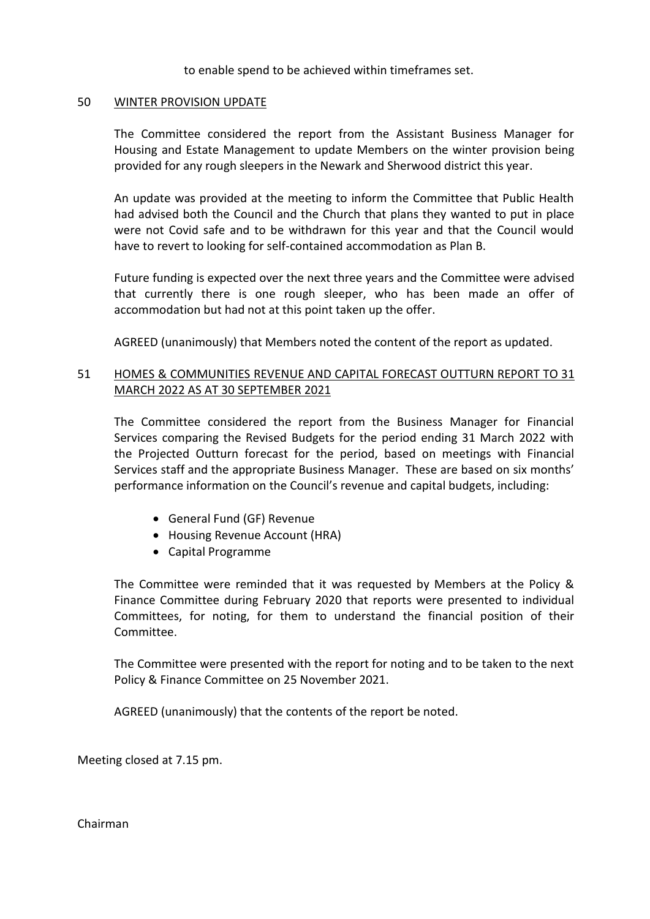to enable spend to be achieved within timeframes set.

## 50 WINTER PROVISION UPDATE

The Committee considered the report from the Assistant Business Manager for Housing and Estate Management to update Members on the winter provision being provided for any rough sleepers in the Newark and Sherwood district this year.

An update was provided at the meeting to inform the Committee that Public Health had advised both the Council and the Church that plans they wanted to put in place were not Covid safe and to be withdrawn for this year and that the Council would have to revert to looking for self-contained accommodation as Plan B.

Future funding is expected over the next three years and the Committee were advised that currently there is one rough sleeper, who has been made an offer of accommodation but had not at this point taken up the offer.

AGREED (unanimously) that Members noted the content of the report as updated.

## 51 HOMES & COMMUNITIES REVENUE AND CAPITAL FORECAST OUTTURN REPORT TO 31 MARCH 2022 AS AT 30 SEPTEMBER 2021

The Committee considered the report from the Business Manager for Financial Services comparing the Revised Budgets for the period ending 31 March 2022 with the Projected Outturn forecast for the period, based on meetings with Financial Services staff and the appropriate Business Manager. These are based on six months' performance information on the Council's revenue and capital budgets, including:

- General Fund (GF) Revenue
- Housing Revenue Account (HRA)
- Capital Programme

The Committee were reminded that it was requested by Members at the Policy & Finance Committee during February 2020 that reports were presented to individual Committees, for noting, for them to understand the financial position of their Committee.

The Committee were presented with the report for noting and to be taken to the next Policy & Finance Committee on 25 November 2021.

AGREED (unanimously) that the contents of the report be noted.

Meeting closed at 7.15 pm.

Chairman